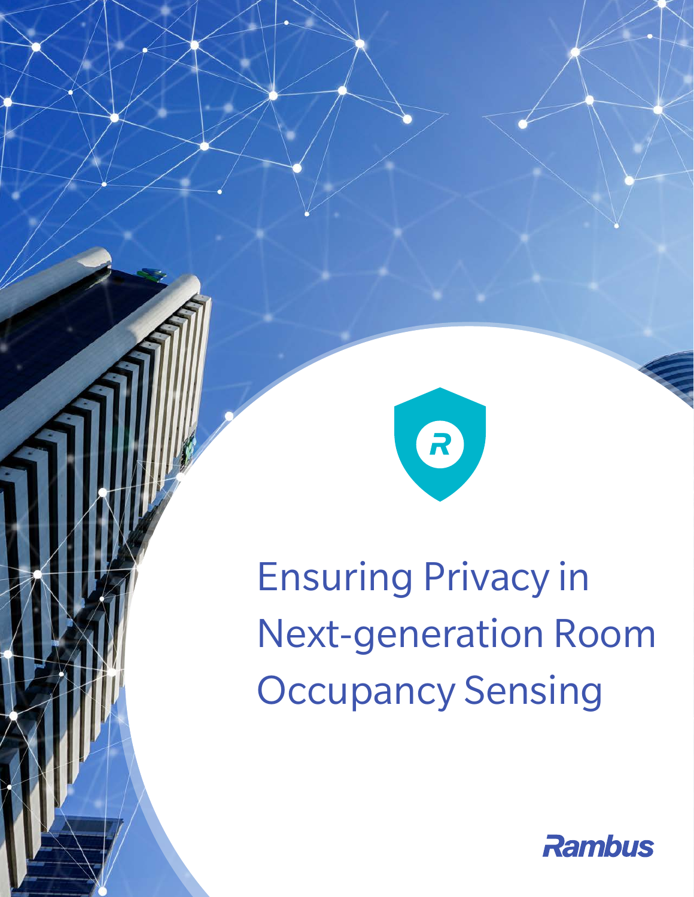# Ensuring Privacy in Next-generation Room Occupancy Sensing

Rambus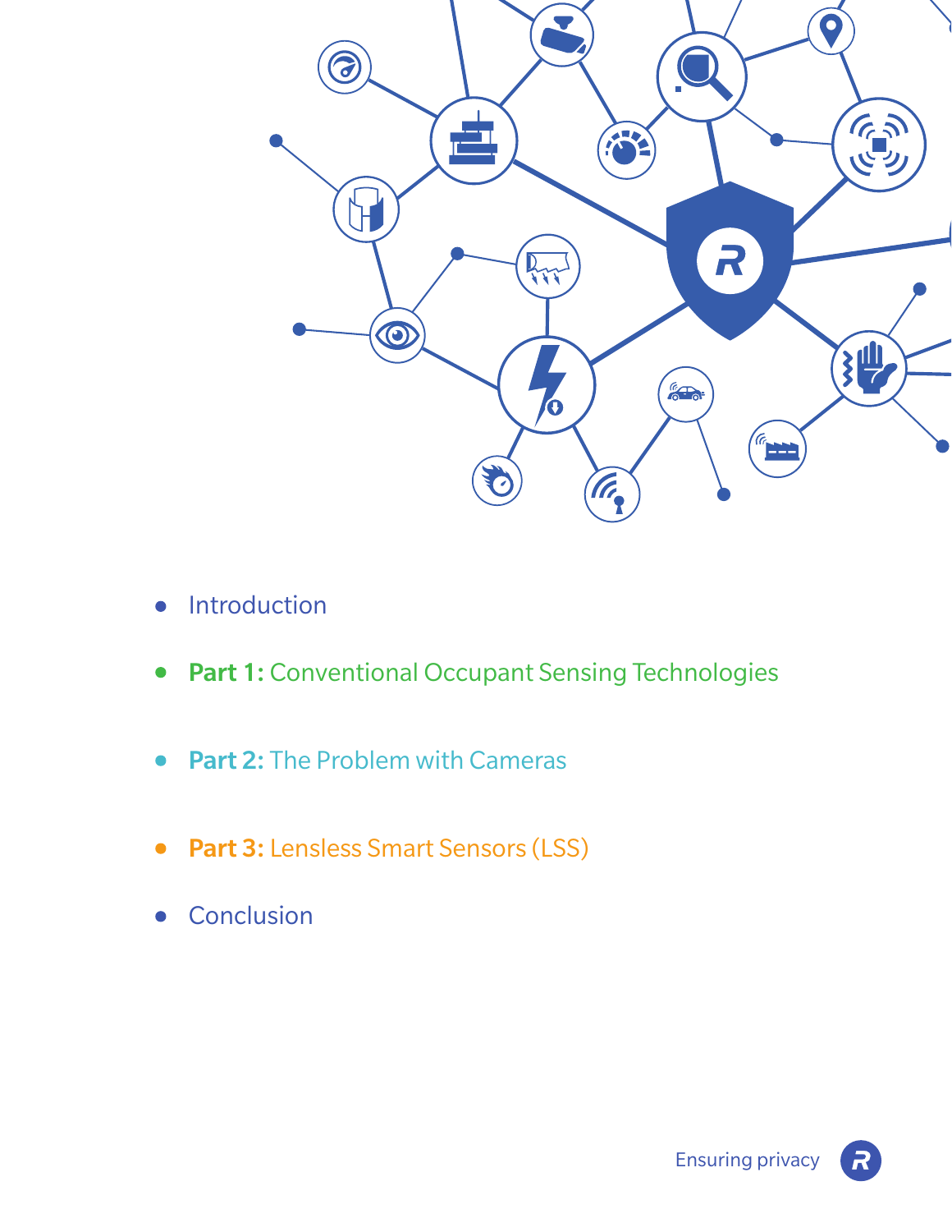- Introduction
- **Part 1:** Conventional Occupant Sensing Technologies
- **Part 2:** The Problem with Cameras
- **Part 3:** Lensless Smart Sensors (LSS)
- Conclusion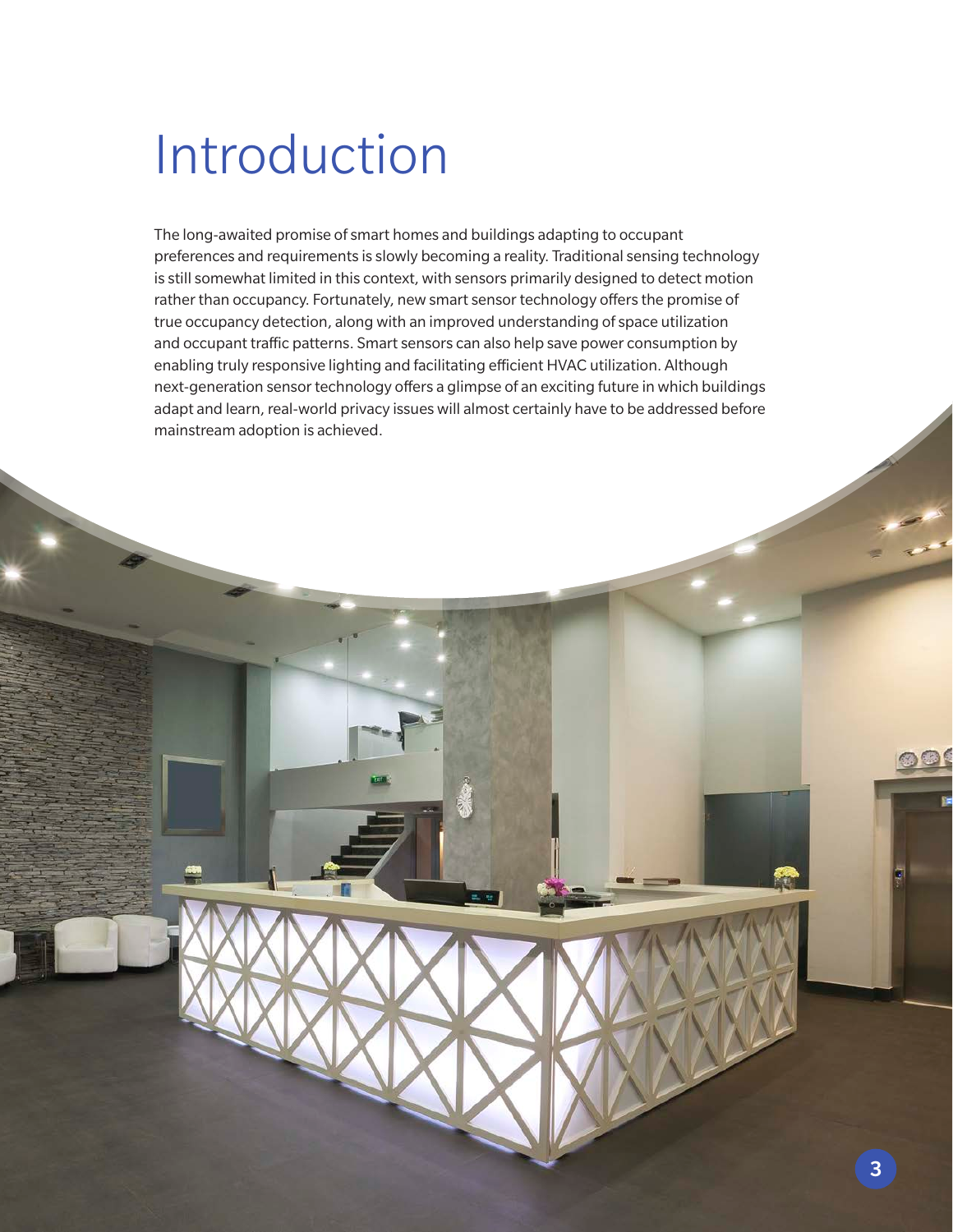# Introduction

The long-awaited promise of smart homes and buildings adapting to occupant preferences and requirements is slowly becoming a reality. Traditional sensing technology is still somewhat limited in this context, with sensors primarily designed to detect motion rather than occupancy. Fortunately, new smart sensor technology offers the promise of true occupancy detection, along with an improved understanding of space utilization and occupant traffic patterns. Smart sensors can also help save power consumption by enabling truly responsive lighting and facilitating efficient HVAC utilization. Although next-generation sensor technology offers a glimpse of an exciting future in which buildings adapt and learn, real-world privacy issues will almost certainly have to be addressed before mainstream adoption is achieved.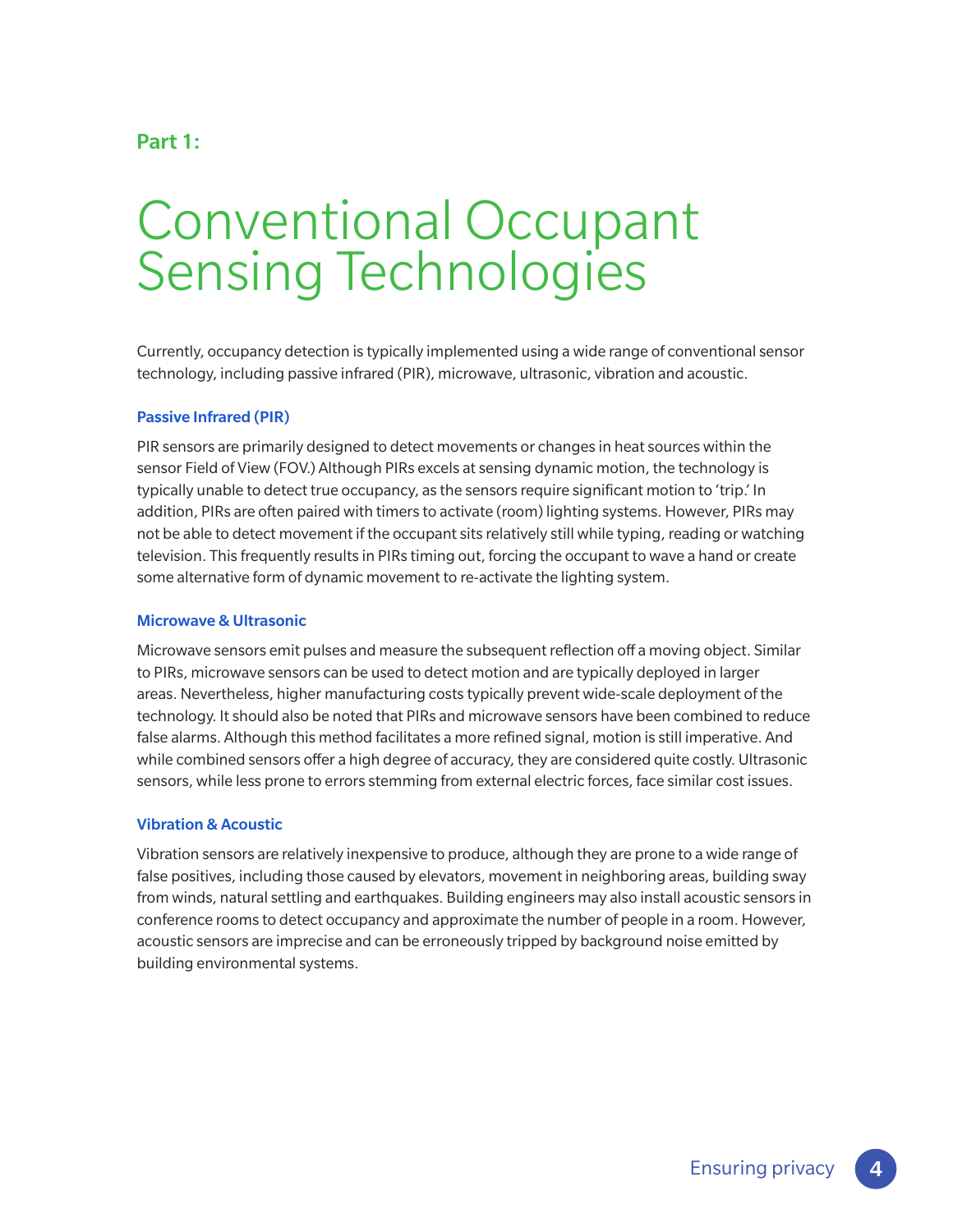## Part 1:

# Conventional Occupant Sensing Technologies

Currently, occupancy detection is typically implemented using a wide range of conventional sensor technology, including passive infrared (PIR), microwave, ultrasonic, vibration and acoustic.

### Passive Infrared (PIR)

PIR sensors are primarily designed to detect movements or changes in heat sources within the sensor Field of View (FOV.) Although PIRs excels at sensing dynamic motion, the technology is typically unable to detect true occupancy, as the sensors require significant motion to 'trip.' In addition, PIRs are often paired with timers to activate (room) lighting systems. However, PIRs may not be able to detect movement if the occupant sits relatively still while typing, reading or watching television. This frequently results in PIRs timing out, forcing the occupant to wave a hand or create some alternative form of dynamic movement to re-activate the lighting system.

### Microwave & Ultrasonic

Microwave sensors emit pulses and measure the subsequent reflection off a moving object. Similar to PIRs, microwave sensors can be used to detect motion and are typically deployed in larger areas. Nevertheless, higher manufacturing costs typically prevent wide-scale deployment of the technology. It should also be noted that PIRs and microwave sensors have been combined to reduce false alarms. Although this method facilitates a more refined signal, motion is still imperative. And while combined sensors offer a high degree of accuracy, they are considered quite costly. Ultrasonic sensors, while less prone to errors stemming from external electric forces, face similar cost issues.

### Vibration & Acoustic

Vibration sensors are relatively inexpensive to produce, although they are prone to a wide range of false positives, including those caused by elevators, movement in neighboring areas, building sway from winds, natural settling and earthquakes. Building engineers may also install acoustic sensors in conference rooms to detect occupancy and approximate the number of people in a room. However, acoustic sensors are imprecise and can be erroneously tripped by background noise emitted by building environmental systems.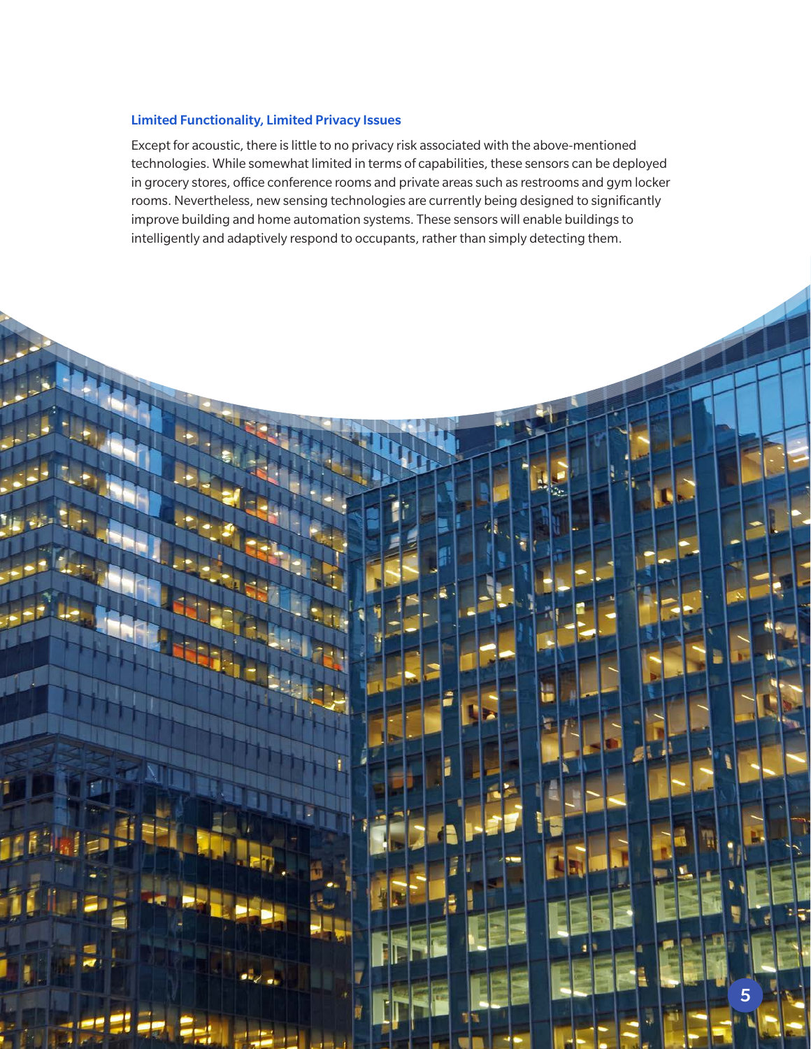### Limited Functionality, Limited Privacy Issues

Except for acoustic, there is little to no privacy risk associated with the above-mentioned technologies. While somewhat limited in terms of capabilities, these sensors can be deployed in grocery stores, office conference rooms and private areas such as restrooms and gym locker rooms. Nevertheless, new sensing technologies are currently being designed to significantly improve building and home automation systems. These sensors will enable buildings to intelligently and adaptively respond to occupants, rather than simply detecting them.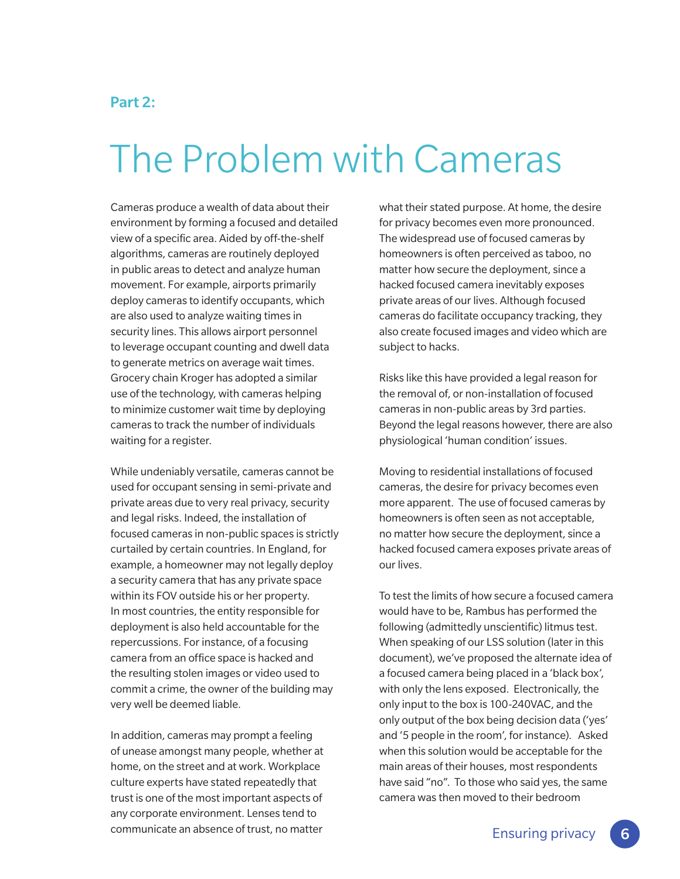Part 2:

# The Problem with Cameras

Cameras produce a wealth of data about their environment by forming a focused and detailed view of a specific area. Aided by off-the-shelf algorithms, cameras are routinely deployed in public areas to detect and analyze human movement. For example, airports primarily deploy cameras to identify occupants, which are also used to analyze waiting times in security lines. This allows airport personnel to leverage occupant counting and dwell data to generate metrics on average wait times. Grocery chain Kroger has adopted a similar use of the technology, with cameras helping to minimize customer wait time by deploying cameras to track the number of individuals waiting for a register.

While undeniably versatile, cameras cannot be used for occupant sensing in semi-private and private areas due to very real privacy, security and legal risks. Indeed, the installation of focused cameras in non-public spaces is strictly curtailed by certain countries. In England, for example, a homeowner may not legally deploy a security camera that has any private space within its FOV outside his or her property. In most countries, the entity responsible for deployment is also held accountable for the repercussions. For instance, of a focusing camera from an office space is hacked and the resulting stolen images or video used to commit a crime, the owner of the building may very well be deemed liable.

In addition, cameras may prompt a feeling of unease amongst many people, whether at home, on the street and at work. Workplace culture experts have stated repeatedly that trust is one of the most important aspects of any corporate environment. Lenses tend to communicate an absence of trust, no matter what their stated purpose. At home, the desire for privacy becomes even more pronounced. The widespread use of focused cameras by homeowners is often perceived as taboo, no matter how secure the deployment, since a hacked focused camera inevitably exposes private areas of our lives. Although focused cameras do facilitate occupancy tracking, they also create focused images and video which are subject to hacks.

Risks like this have provided a legal reason for the removal of, or non-installation of focused cameras in non-public areas by 3rd parties. Beyond the legal reasons however, there are also physiological 'human condition' issues.

Moving to residential installations of focused cameras, the desire for privacy becomes even more apparent. The use of focused cameras by homeowners is often seen as not acceptable, no matter how secure the deployment, since a hacked focused camera exposes private areas of our lives.

To test the limits of how secure a focused camera would have to be, Rambus has performed the following (admittedly unscientific) litmus test. When speaking of our LSS solution (later in this document), we've proposed the alternate idea of a focused camera being placed in a 'black box', with only the lens exposed. Electronically, the only input to the box is 100-240VAC, and the only output of the box being decision data ('yes' and '5 people in the room', for instance). Asked when this solution would be acceptable for the main areas of their houses, most respondents have said "no". To those who said yes, the same camera was then moved to their bedroom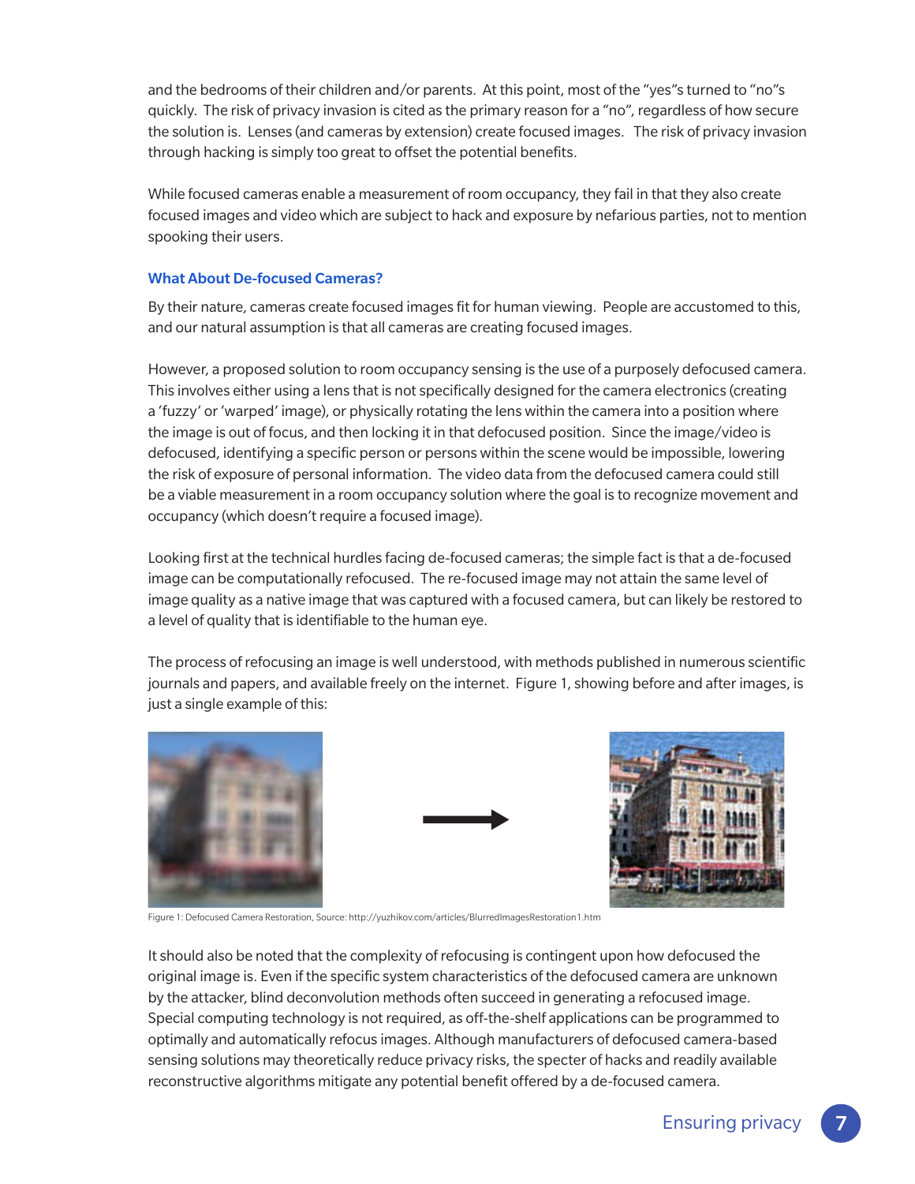and the bedrooms of their children and/or parents. At this point, most of the "yes"s turned to "no"s quickly. The risk of privacy invasion is cited as the primary reason for a "no", regardless of how secure the solution is. Lenses (and cameras by extension) create focused images. The risk of privacy invasion through hacking is simply too great to offset the potential benefits.

While focused cameras enable a measurement of room occupancy, they fail in that they also create focused images and video which are subject to hack and exposure by nefarious parties, not to mention spooking their users.

### What About De-focused Cameras?

By their nature, cameras create focused images fit for human viewing. People are accustomed to this, and our natural assumption is that all cameras are creating focused images.

However, a proposed solution to room occupancy sensing is the use of a purposely defocused camera. This involves either using a lens that is not specifically designed for the camera electronics (creating a 'fuzzy' or 'warped' image), or physically rotating the lens within the camera into a position where the image is out of focus, and then locking it in that defocused position. Since the image/video is defocused, identifying a specific person or persons within the scene would be impossible, lowering the risk of exposure of personal information. The video data from the defocused camera could still be a viable measurement in a room occupancy solution where the goal is to recognize movement and occupancy (which doesn't require a focused image).

Looking first at the technical hurdles facing de-focused cameras; the simple fact is that a de-focused image can be computationally refocused. The re-focused image may not attain the same level of image quality as a native image that was captured with a focused camera, but can likely be restored to a level of quality that is identifiable to the human eye.

The process of refocusing an image is well understood, with methods published in numerous scientific journals and papers, and available freely on the internet. Figure 1, showing before and after images, is just a single example of this:

Figure 1: Defocused Camera Restoration, Source: http://yuzhikov.com/articles/BlurredImagesRestoration1.htm

It should also be noted that the complexity of refocusing is contingent upon how defocused the original image is. Even if the specific system characteristics of the defocused camera are unknown by the attacker, blind deconvolution methods often succeed in generating a refocused image. Special computing technology is not required, as off-the-shelf applications can be programmed to optimally and automatically refocus images. Although manufacturers of defocused camera-based sensing solutions may theoretically reduce privacy risks, the specter of hacks and readily available reconstructive algorithms mitigate any potential benefit offered by a de-focused camera.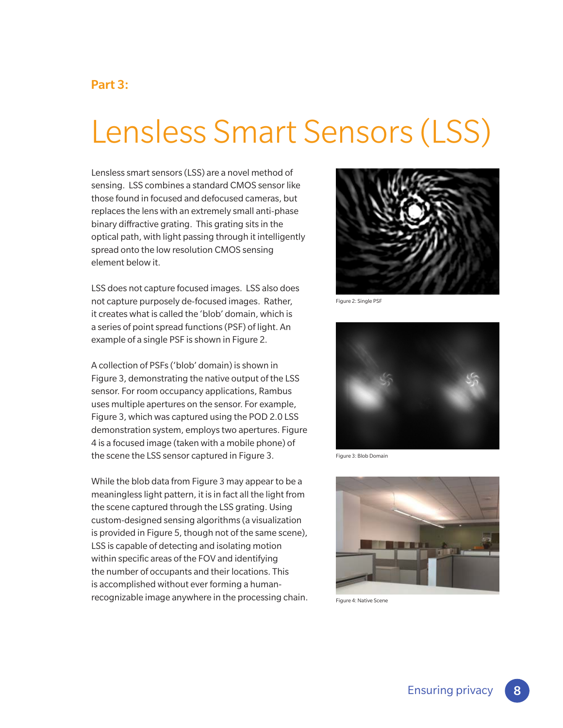**Part 3:**

# Lensless Smart Sensors (LSS)

Lensless smart sensors (LSS) are a novel method of sensing. LSS combines a standard CMOS sensor like those found in focused and defocused cameras, but replaces the lens with an extremely small anti-phase binary diffractive grating. This grating sits in the optical path, with light passing through it intelligently spread onto the low resolution CMOS sensing element below it.

LSS does not capture focused images. LSS also does not capture purposely de-focused images. Rather, it creates what is called the 'blob' domain, which is a series of point spread functions (PSF) of light. An example of a single PSF is shown in Figure 2.

A collection of PSFs ('blob' domain) is shown in Figure 3, demonstrating the native output of the LSS sensor. For room occupancy applications, Rambus uses multiple apertures on the sensor. For example, Figure 3, which was captured using the POD 2.0 LSS demonstration system, employs two apertures. Figure 4 is a focused image (taken with a mobile phone) of the scene the LSS sensor captured in Figure 3.

While the blob data from Figure 3 may appear to be a meaningless light pattern, it is in fact all the light from the scene captured through the LSS grating. Using custom-designed sensing algorithms (a visualization is provided in Figure 5, though not of the same scene), LSS is capable of detecting and isolating motion within specific areas of the FOV and identifying the number of occupants and their locations. This is accomplished without ever forming a human-recognizable image anywhere in the processing chain.

Figure 2: Single PSF

Figure 3: Blob Domain

Figure 4: Native Scene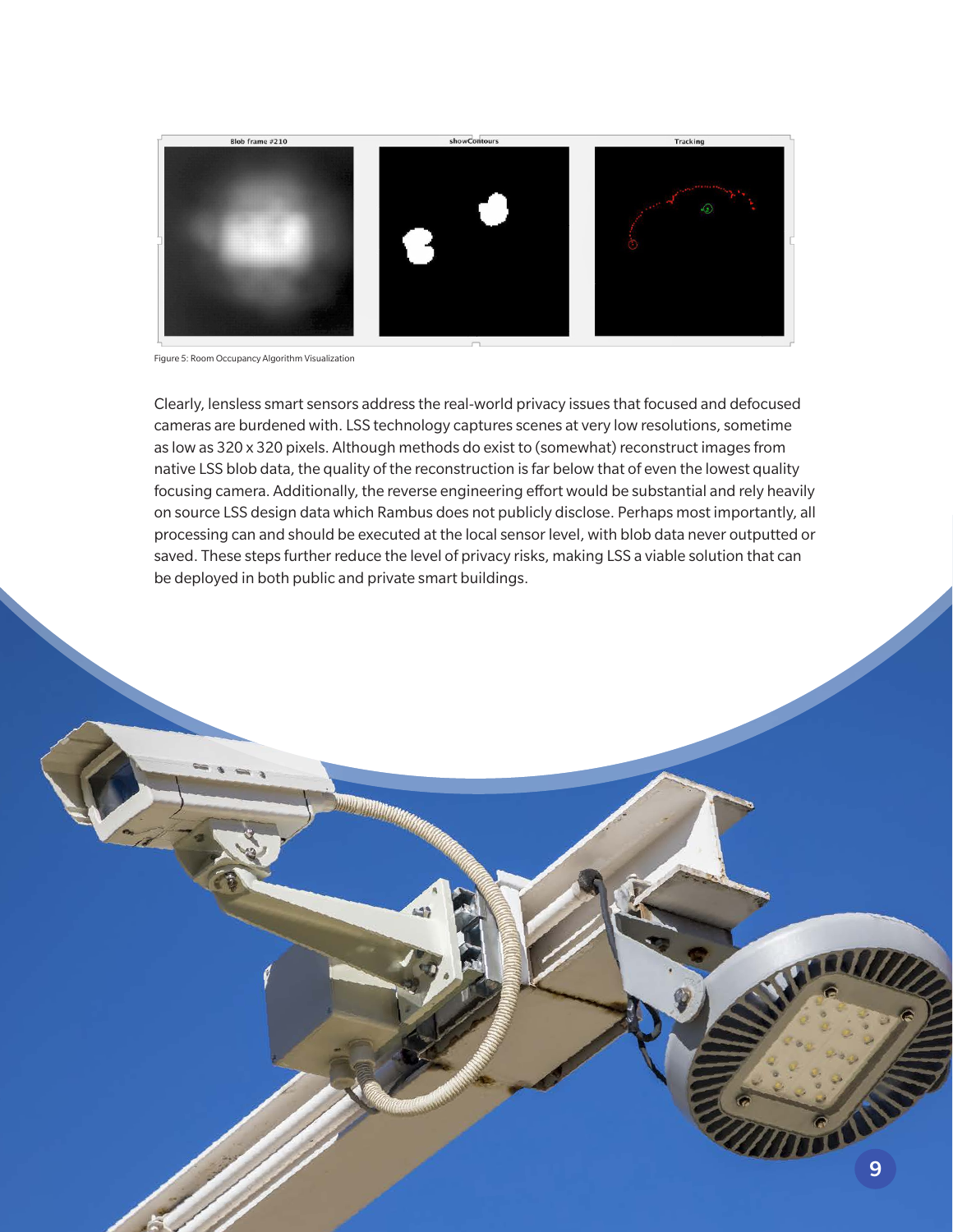Figure 5: Room Occupancy Algorithm Visualization

Clearly, lensless smart sensors address the real-world privacy issues that focused and defocused cameras are burdened with. LSS technology captures scenes at very low resolutions, sometime as low as 320 x 320 pixels. Although methods do exist to (somewhat) reconstruct images from native LSS blob data, the quality of the reconstruction is far below that of even the lowest quality focusing camera. Additionally, the reverse engineering effort would be substantial and rely heavily on source LSS design data which Rambus does not publicly disclose. Perhaps most importantly, all processing can and should be executed at the local sensor level, with blob data never outputted or saved. These steps further reduce the level of privacy risks, making LSS a viable solution that can be deployed in both public and private smart buildings.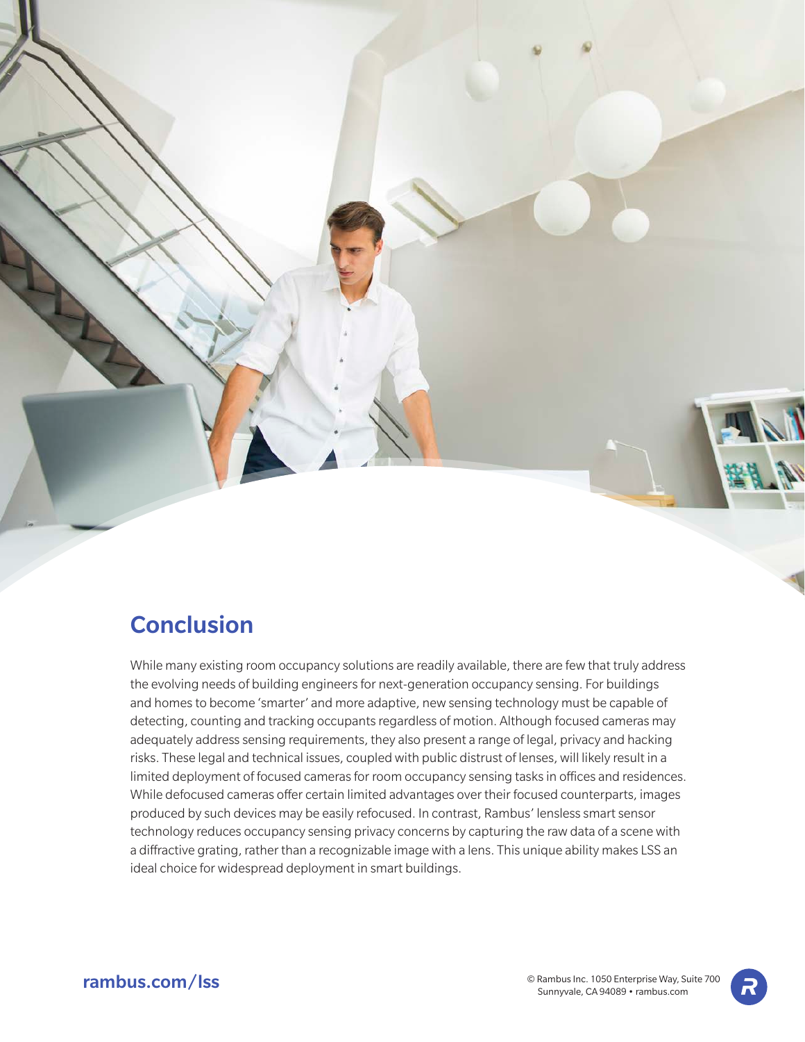## Conclusion

While many existing room occupancy solutions are readily available, there are few that truly address the evolving needs of building engineers for next-generation occupancy sensing. For buildings and homes to become 'smarter' and more adaptive, new sensing technology must be capable of detecting, counting and tracking occupants regardless of motion. Although focused cameras may adequately address sensing requirements, they also present a range of legal, privacy and hacking risks. These legal and technical issues, coupled with public distrust of lenses, will likely result in a limited deployment of focused cameras for room occupancy sensing tasks in offices and residences. While defocused cameras offer certain limited advantages over their focused counterparts, images produced by such devices may be easily refocused. In contrast, Rambus' lensless smart sensor technology reduces occupancy sensing privacy concerns by capturing the raw data of a scene with a diffractive grating, rather than a recognizable image with a lens. This unique ability makes LSS an ideal choice for widespread deployment in smart buildings.

**rambus.com/lss**

© Rambus Inc. 1050 Enterprise Way, Suite 700
Sunnyvale, CA 94089 • rambus.com